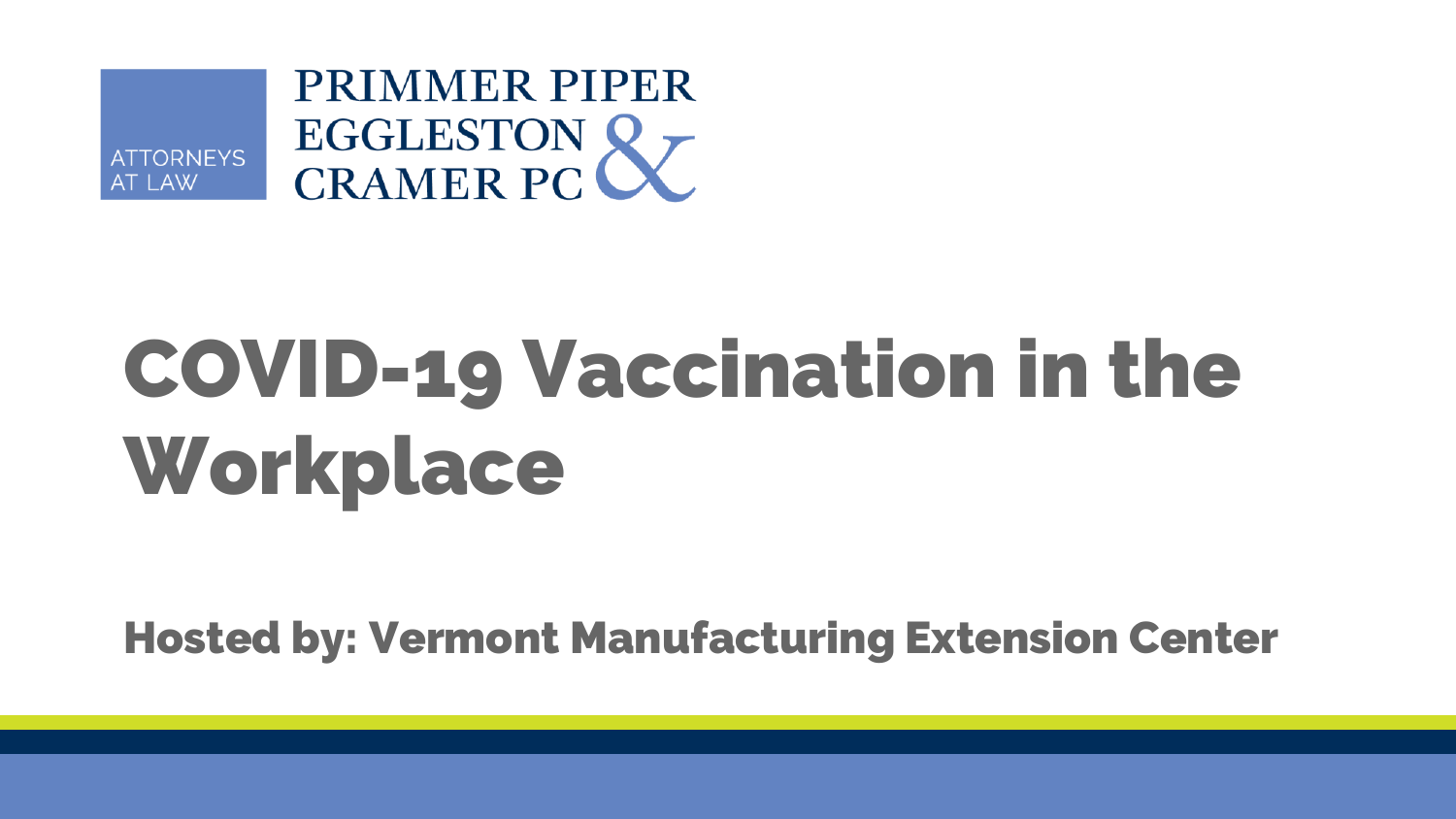ATTORNEYS AT LAW

PRIMMER PIPER EGGLESTON & CRAMER PC

# COVID-19 Vaccination in the Workplace

## Hosted by: Vermont Manufacturing Extension Center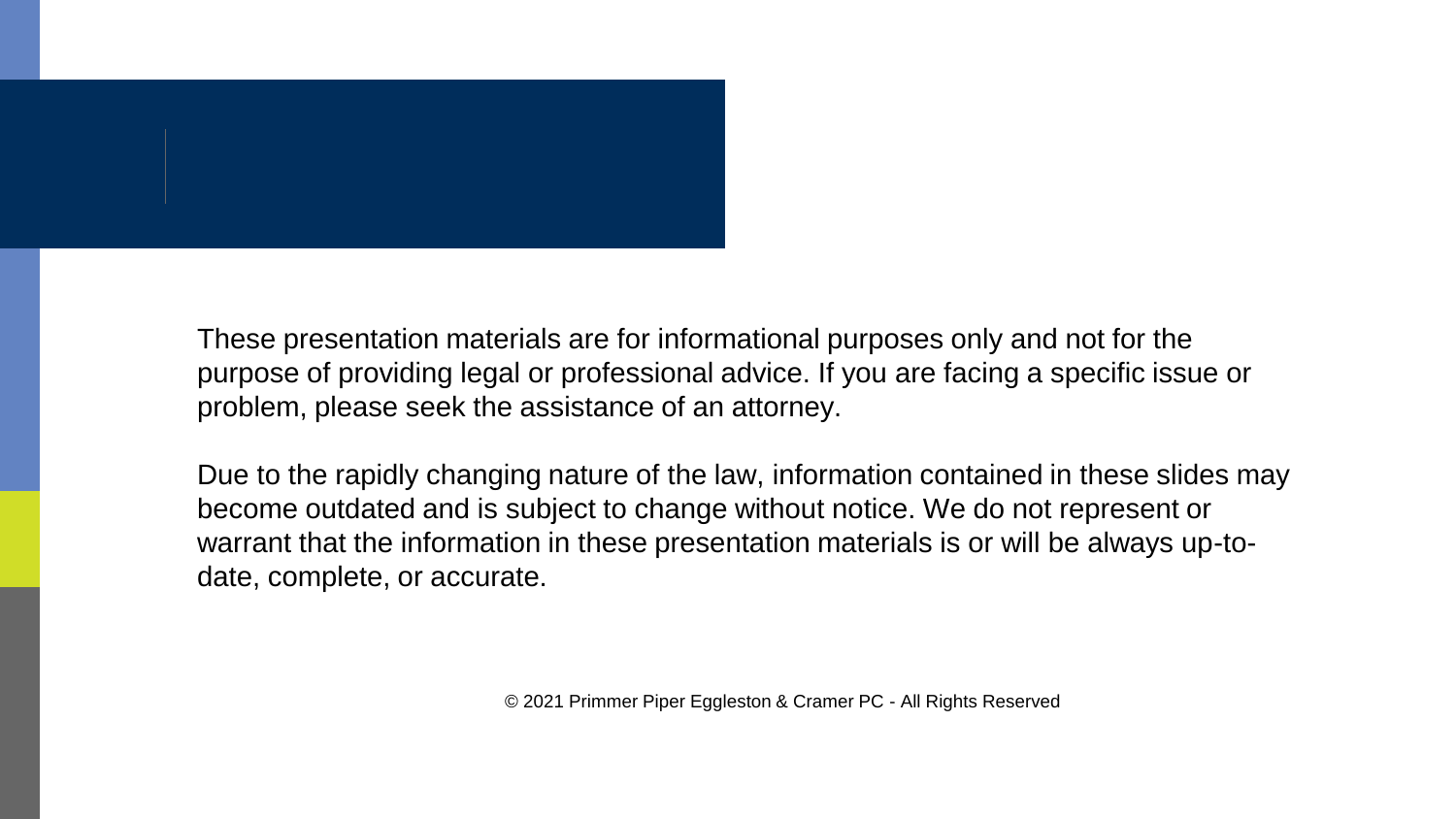These presentation materials are for informational purposes only and not for the purpose of providing legal or professional advice. If you are facing a specific issue or problem, please seek the assistance of an attorney.

Due to the rapidly changing nature of the law, information contained in these slides may become outdated and is subject to change without notice. We do not represent or warrant that the information in these presentation materials is or will be always up-to-date, complete, or accurate.

© 2021 Primmer Piper Eggleston & Cramer PC - All Rights Reserved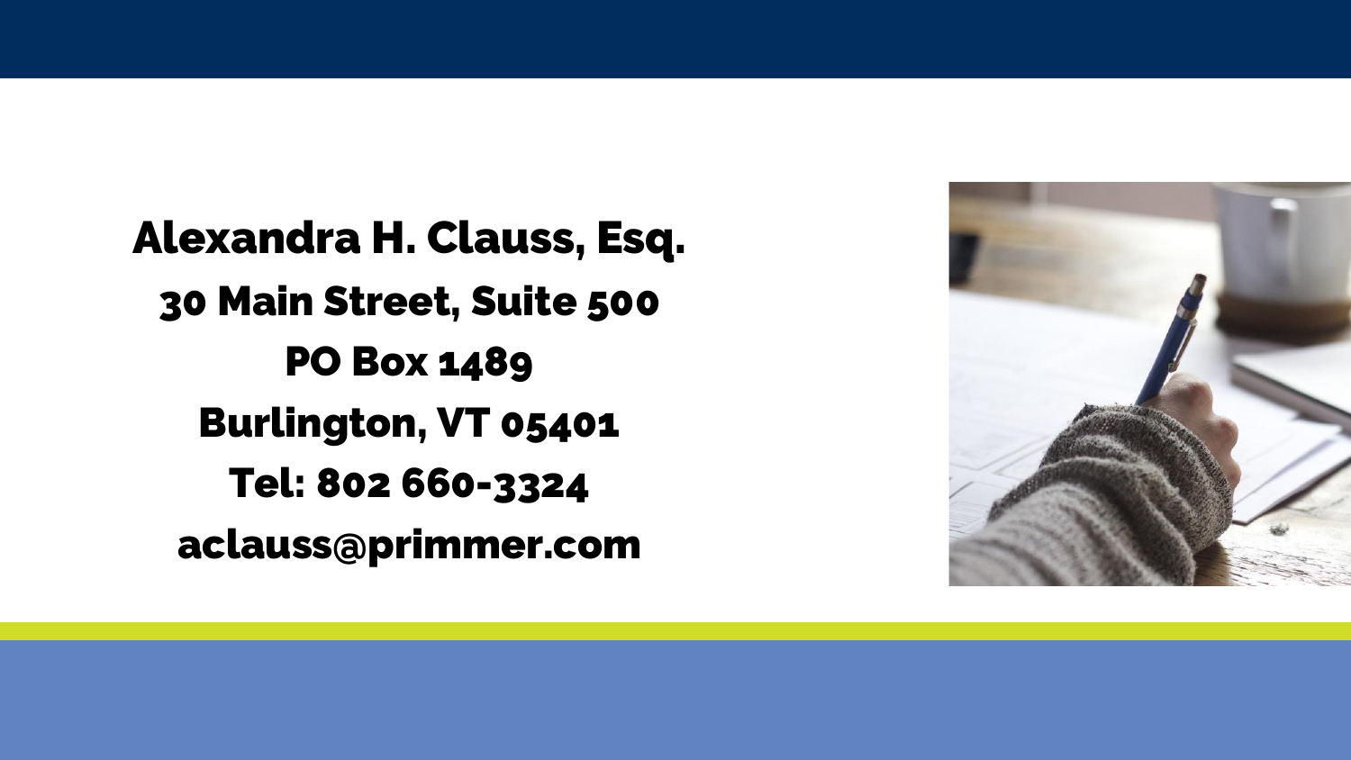**Alexandra H. Clauss, Esq.**

**30 Main Street, Suite 500**

**PO Box 1489**

**Burlington, VT 05401**

**Tel: 802 660-3324**

**aclauss@primmer.com**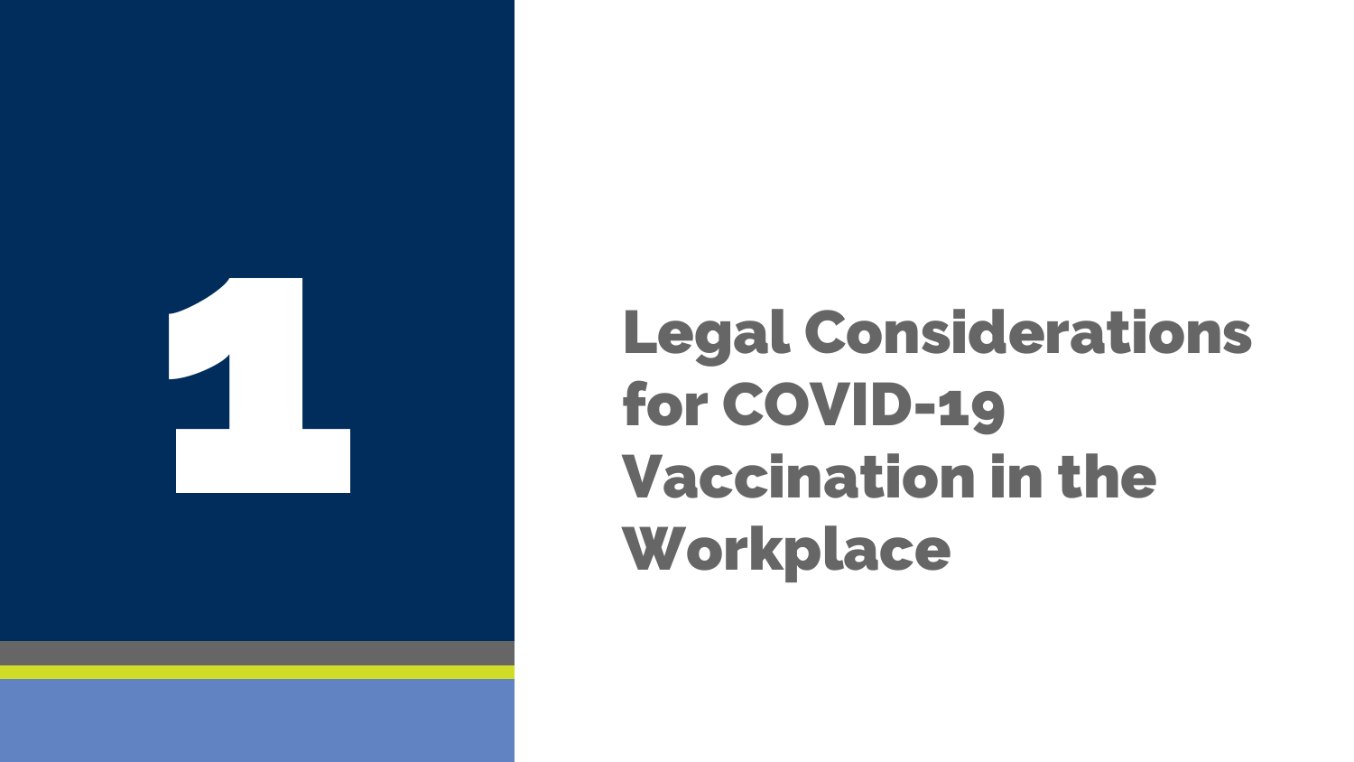# 1

# Legal Considerations for COVID-19 Vaccination in the Workplace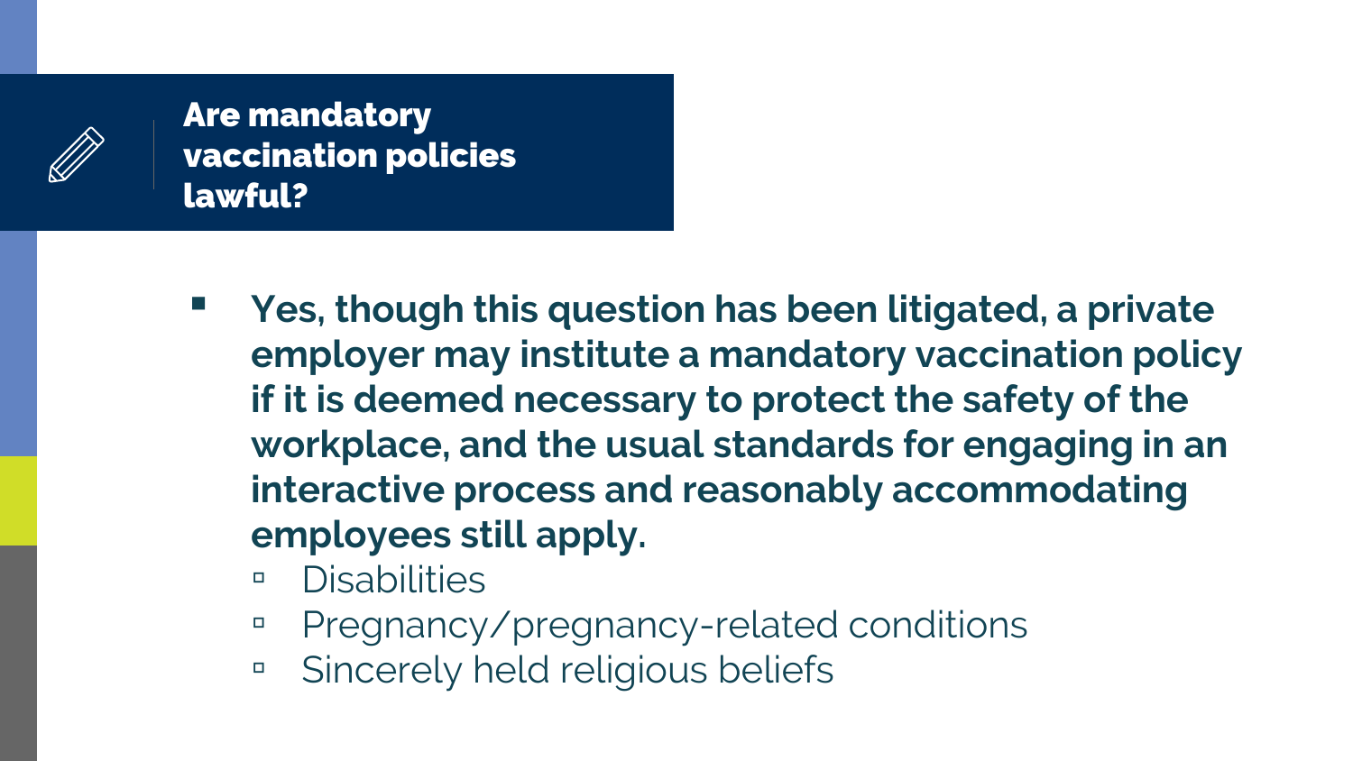## Are mandatory vaccination policies lawful?

- **Yes, though this question has been litigated, a private employer may institute a mandatory vaccination policy if it is deemed necessary to protect the safety of the workplace, and the usual standards for engaging in an interactive process and reasonably accommodating employees still apply.**
  - Disabilities
  - Pregnancy/pregnancy-related conditions
  - Sincerely held religious beliefs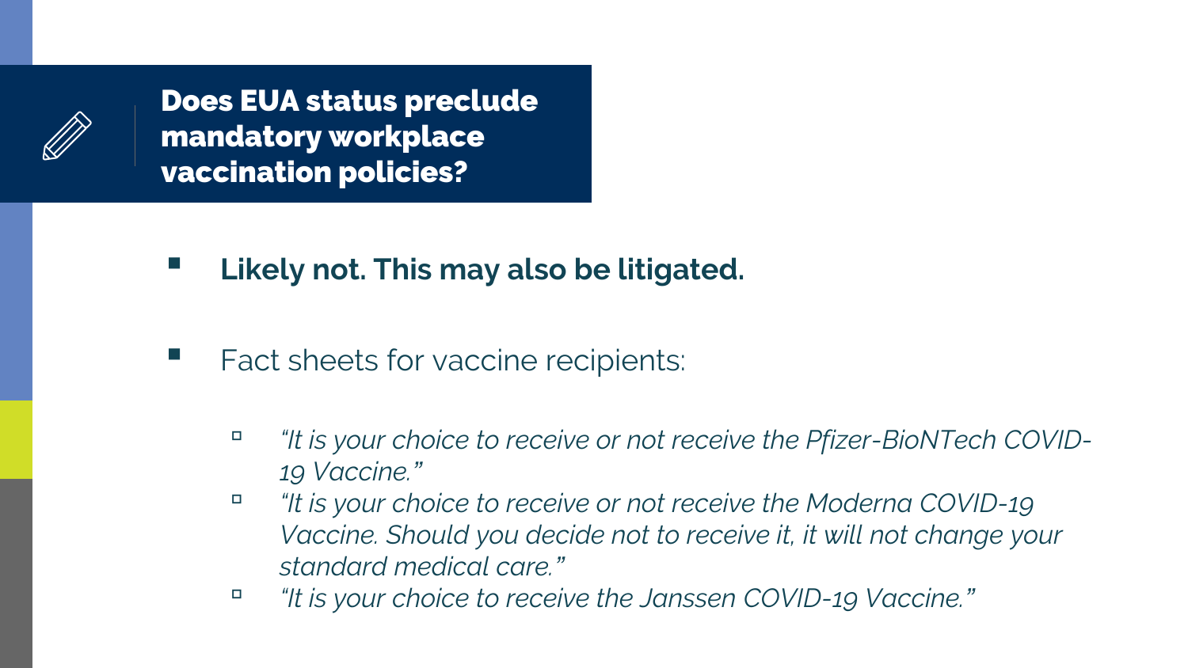## Does EUA status preclude mandatory workplace vaccination policies?

- **Likely not. This may also be litigated.**
- Fact sheets for vaccine recipients:
  - *"It is your choice to receive or not receive the Pfizer-BioNTech COVID-19 Vaccine."*
  - *"It is your choice to receive or not receive the Moderna COVID-19 Vaccine. Should you decide not to receive it, it will not change your standard medical care."*
  - *"It is your choice to receive the Janssen COVID-19 Vaccine."*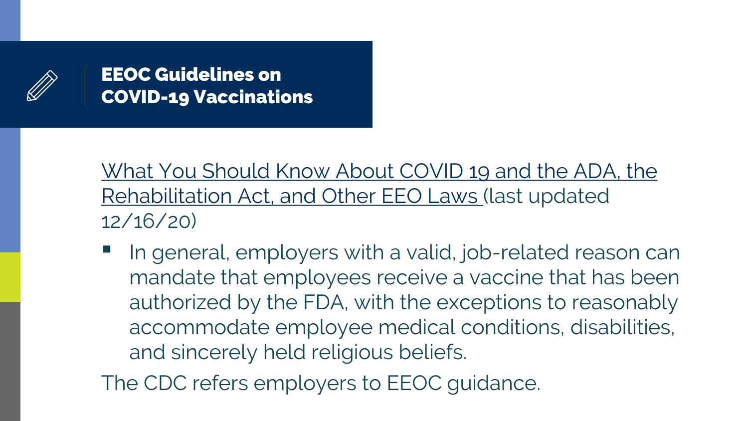## EEOC Guidelines on COVID-19 Vaccinations

What You Should Know About COVID 19 and the ADA, the Rehabilitation Act, and Other EEO Laws (last updated 12/16/20)

- In general, employers with a valid, job-related reason can mandate that employees receive a vaccine that has been authorized by the FDA, with the exceptions to reasonably accommodate employee medical conditions, disabilities, and sincerely held religious beliefs.

The CDC refers employers to EEOC guidance.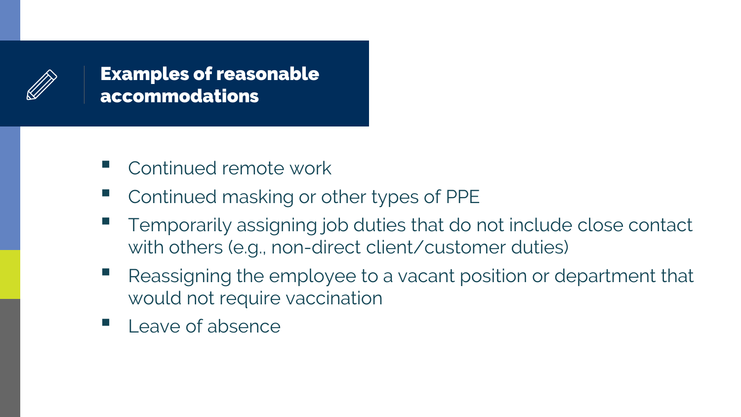## Examples of reasonable accommodations

- Continued remote work
- Continued masking or other types of PPE
- Temporarily assigning job duties that do not include close contact with others (e.g., non-direct client/customer duties)
- Reassigning the employee to a vacant position or department that would not require vaccination
- Leave of absence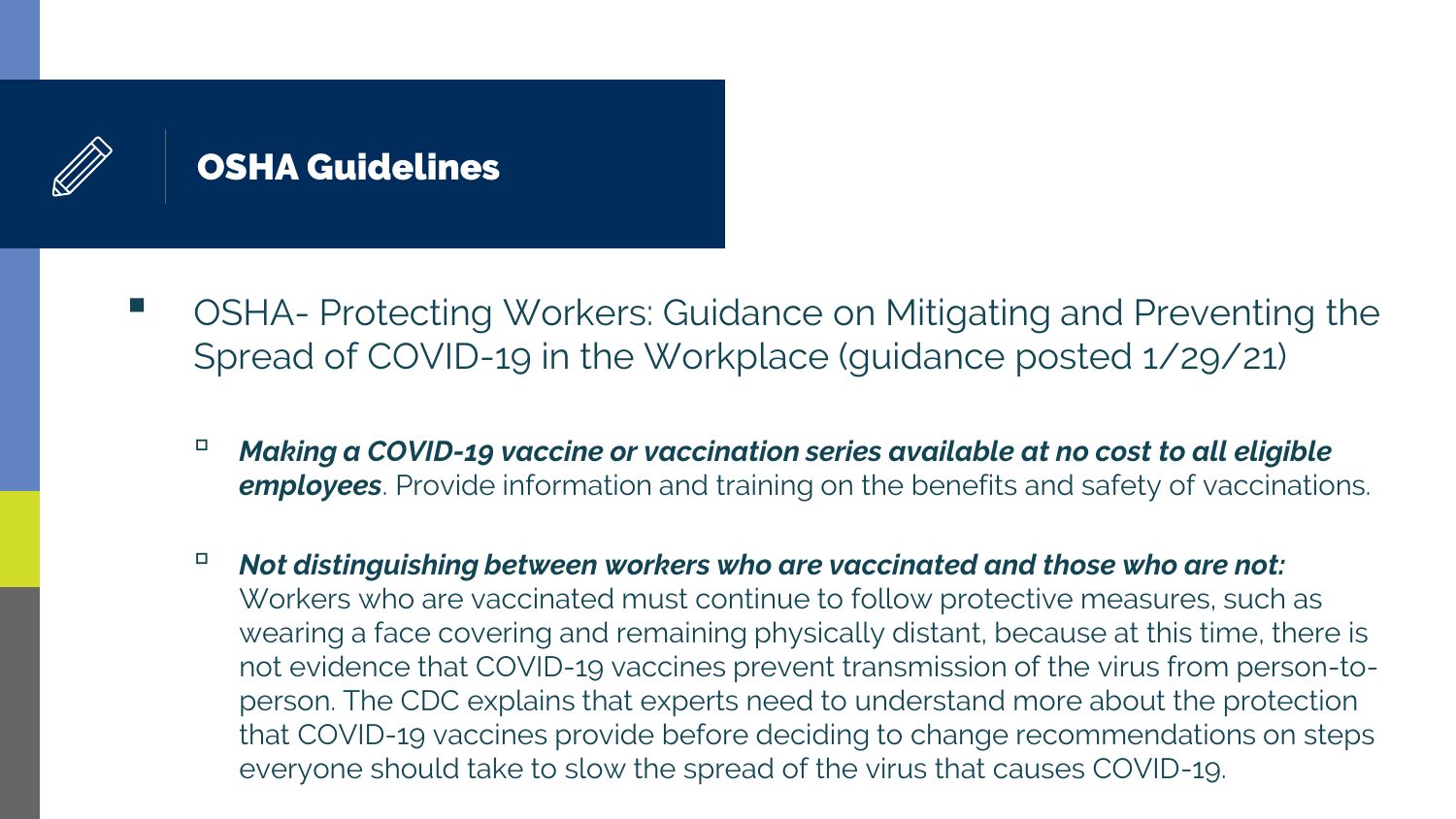## OSHA Guidelines

- OSHA- Protecting Workers: Guidance on Mitigating and Preventing the Spread of COVID-19 in the Workplace (guidance posted 1/29/21)
  - ***Making a COVID-19 vaccine or vaccination series available at no cost to all eligible employees***. Provide information and training on the benefits and safety of vaccinations.
  - ***Not distinguishing between workers who are vaccinated and those who are not:*** Workers who are vaccinated must continue to follow protective measures, such as wearing a face covering and remaining physically distant, because at this time, there is not evidence that COVID-19 vaccines prevent transmission of the virus from person-to-person. The CDC explains that experts need to understand more about the protection that COVID-19 vaccines provide before deciding to change recommendations on steps everyone should take to slow the spread of the virus that causes COVID-19.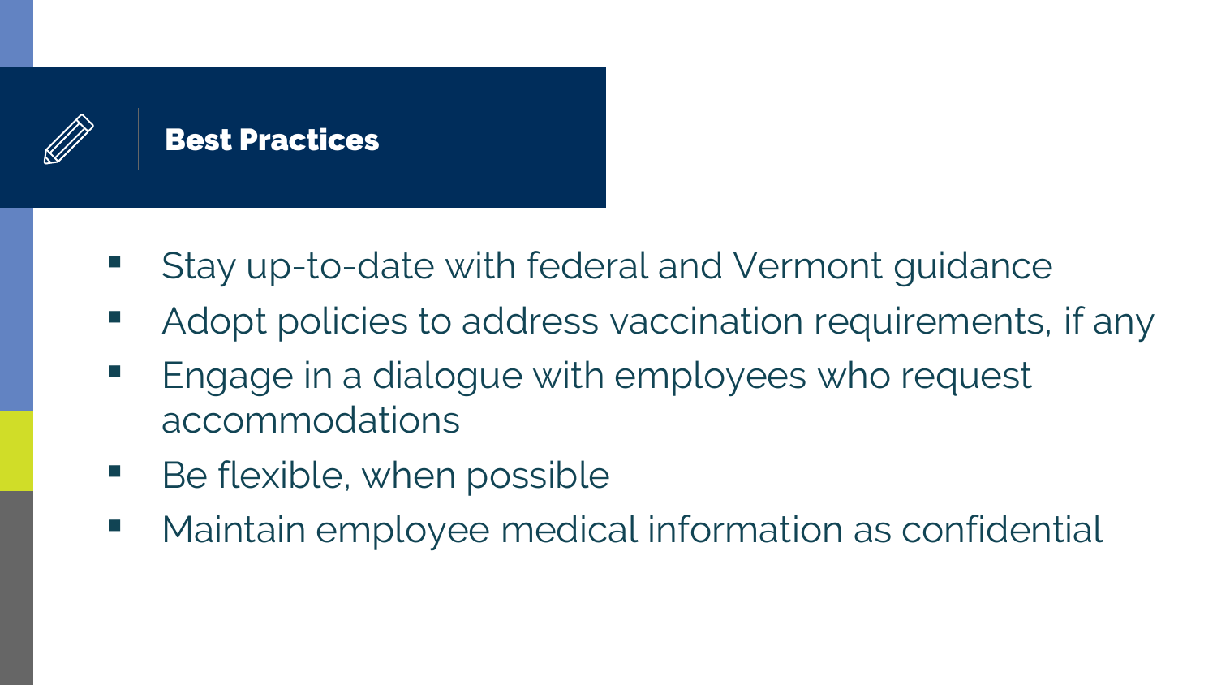## Best Practices

- Stay up-to-date with federal and Vermont guidance
- Adopt policies to address vaccination requirements, if any
- Engage in a dialogue with employees who request accommodations
- Be flexible, when possible
- Maintain employee medical information as confidential